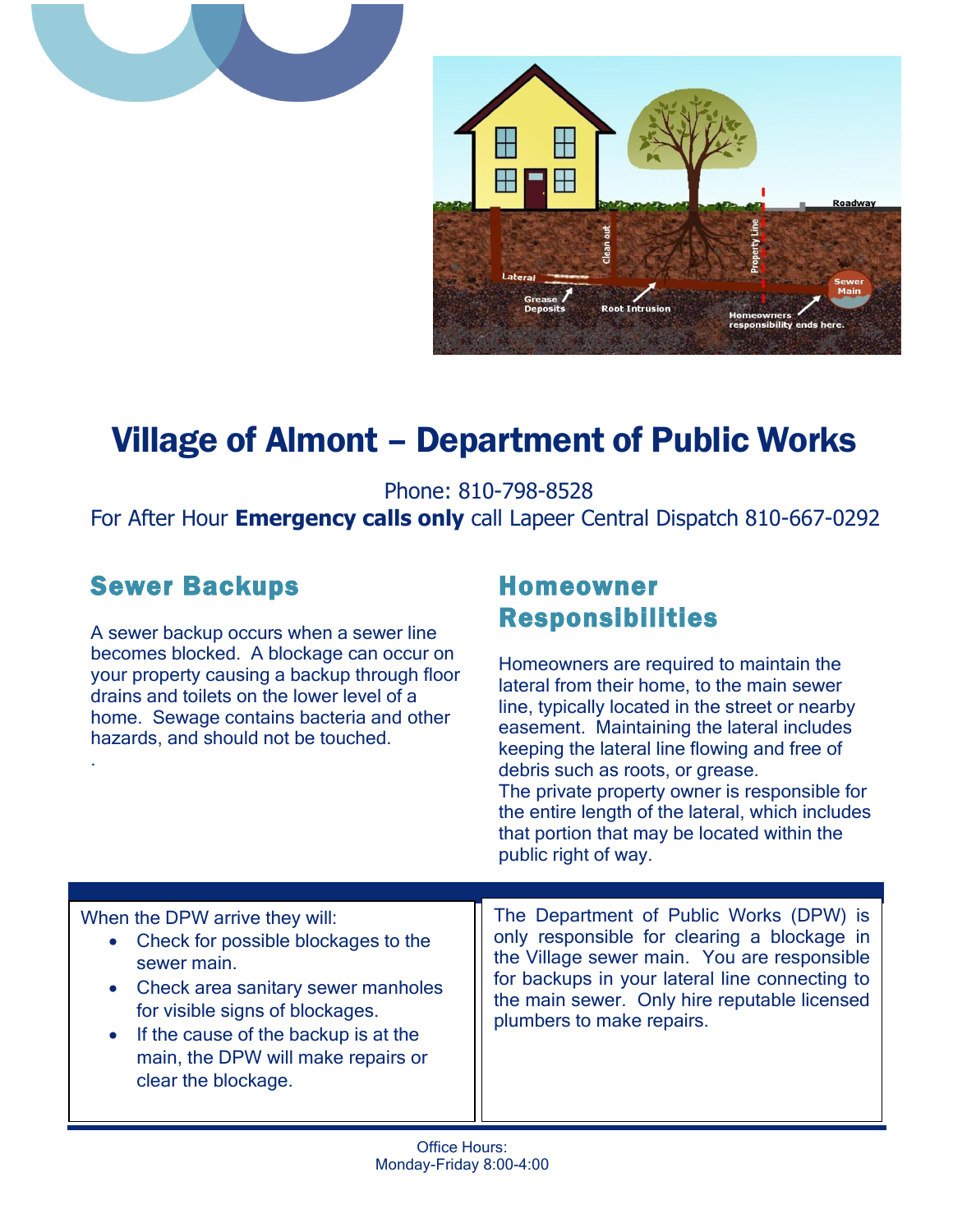# Village of Almont – Department of Public Works

Phone: 810-798-8528

For After Hour **Emergency calls only** call Lapeer Central Dispatch 810-667-0292

## Sewer Backups

A sewer backup occurs when a sewer line becomes blocked. A blockage can occur on your property causing a backup through floor drains and toilets on the lower level of a home. Sewage contains bacteria and other hazards, and should not be touched.

.

## Homeowner Responsibilities

Homeowners are required to maintain the lateral from their home, to the main sewer line, typically located in the street or nearby easement. Maintaining the lateral includes keeping the lateral line flowing and free of debris such as roots, or grease.

The private property owner is responsible for the entire length of the lateral, which includes that portion that may be located within the public right of way.

When the DPW arrive they will:

- Check for possible blockages to the sewer main.
- Check area sanitary sewer manholes for visible signs of blockages.
- If the cause of the backup is at the main, the DPW will make repairs or clear the blockage.

The Department of Public Works (DPW) is only responsible for clearing a blockage in the Village sewer main. You are responsible for backups in your lateral line connecting to the main sewer. Only hire reputable licensed plumbers to make repairs.

Office Hours:
Monday-Friday 8:00-4:00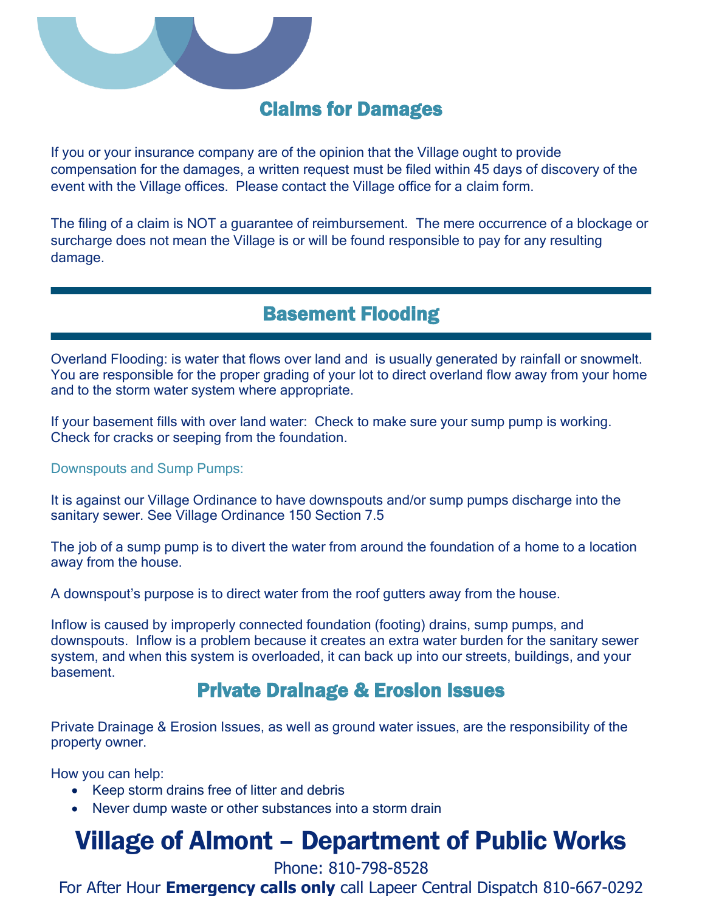## Claims for Damages

If you or your insurance company are of the opinion that the Village ought to provide compensation for the damages, a written request must be filed within 45 days of discovery of the event with the Village offices. Please contact the Village office for a claim form.

The filing of a claim is NOT a guarantee of reimbursement. The mere occurrence of a blockage or surcharge does not mean the Village is or will be found responsible to pay for any resulting damage.

## Basement Flooding

Overland Flooding: is water that flows over land and is usually generated by rainfall or snowmelt. You are responsible for the proper grading of your lot to direct overland flow away from your home and to the storm water system where appropriate.

If your basement fills with over land water: Check to make sure your sump pump is working. Check for cracks or seeping from the foundation.

### Downspouts and Sump Pumps:

It is against our Village Ordinance to have downspouts and/or sump pumps discharge into the sanitary sewer. See Village Ordinance 150 Section 7.5

The job of a sump pump is to divert the water from around the foundation of a home to a location away from the house.

A downspout's purpose is to direct water from the roof gutters away from the house.

Inflow is caused by improperly connected foundation (footing) drains, sump pumps, and downspouts. Inflow is a problem because it creates an extra water burden for the sanitary sewer system, and when this system is overloaded, it can back up into our streets, buildings, and your basement.

## Private Drainage & Erosion Issues

Private Drainage & Erosion Issues, as well as ground water issues, are the responsibility of the property owner.

How you can help:

- Keep storm drains free of litter and debris
- Never dump waste or other substances into a storm drain

# Village of Almont – Department of Public Works

Phone: 810-798-8528

For After Hour **Emergency calls only** call Lapeer Central Dispatch 810-667-0292